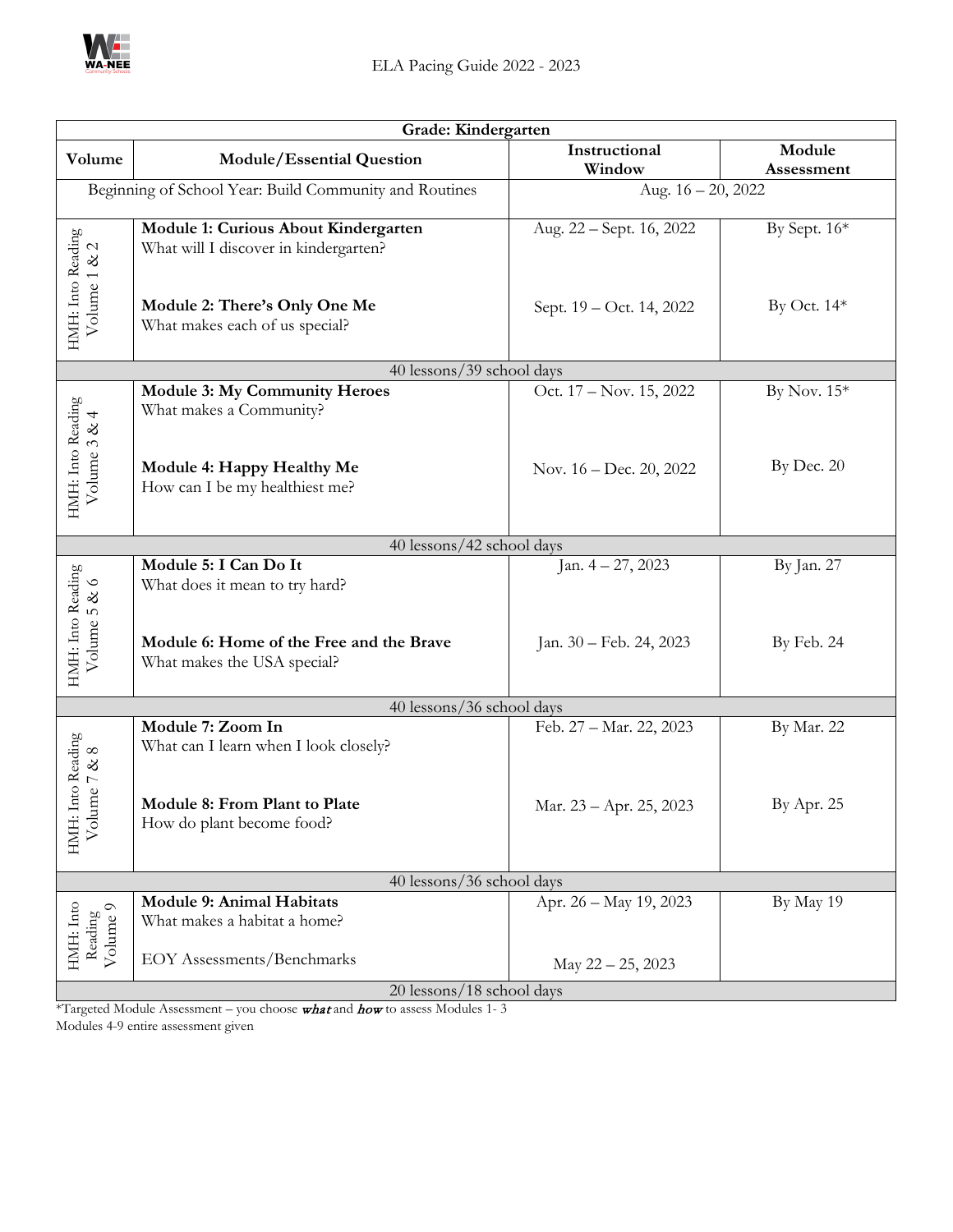# ELA Pacing Guide 2022 - 2023

| Grade: Kindergarten | | | |
|---|---|---|---|
| **Volume** | **Module/Essential Question** | **Instructional Window** | **Module Assessment** |
| Beginning of School Year: Build Community and Routines | | Aug. 16 – 20, 2022 | |
| HMH: Into Reading Volume 1 & 2 | **Module 1: Curious About Kindergarten** What will I discover in kindergarten? | Aug. 22 – Sept. 16, 2022 | By Sept. 16* |
| | **Module 2: There's Only One Me** What makes each of us special? | Sept. 19 – Oct. 14, 2022 | By Oct. 14* |
| 40 lessons/39 school days | | | |
| HMH: Into Reading Volume 3 & 4 | **Module 3: My Community Heroes** What makes a Community? | Oct. 17 – Nov. 15, 2022 | By Nov. 15* |
| | **Module 4: Happy Healthy Me** How can I be my healthiest me? | Nov. 16 – Dec. 20, 2022 | By Dec. 20 |
| 40 lessons/42 school days | | | |
| HMH: Into Reading Volume 5 & 6 | **Module 5: I Can Do It** What does it mean to try hard? | Jan. 4 – 27, 2023 | By Jan. 27 |
| | **Module 6: Home of the Free and the Brave** What makes the USA special? | Jan. 30 – Feb. 24, 2023 | By Feb. 24 |
| 40 lessons/36 school days | | | |
| HMH: Into Reading Volume 7 & 8 | **Module 7: Zoom In** What can I learn when I look closely? | Feb. 27 – Mar. 22, 2023 | By Mar. 22 |
| | **Module 8: From Plant to Plate** How do plant become food? | Mar. 23 – Apr. 25, 2023 | By Apr. 25 |
| 40 lessons/36 school days | | | |
| HMH: Into Reading Volume 9 | **Module 9: Animal Habitats** What makes a habitat a home? | Apr. 26 – May 19, 2023 | By May 19 |
| | EOY Assessments/Benchmarks | May 22 – 25, 2023 | |
| 20 lessons/18 school days | | | |

*Targeted Module Assessment – you choose ***what*** and ***how*** to assess Modules 1- 3
Modules 4-9 entire assessment given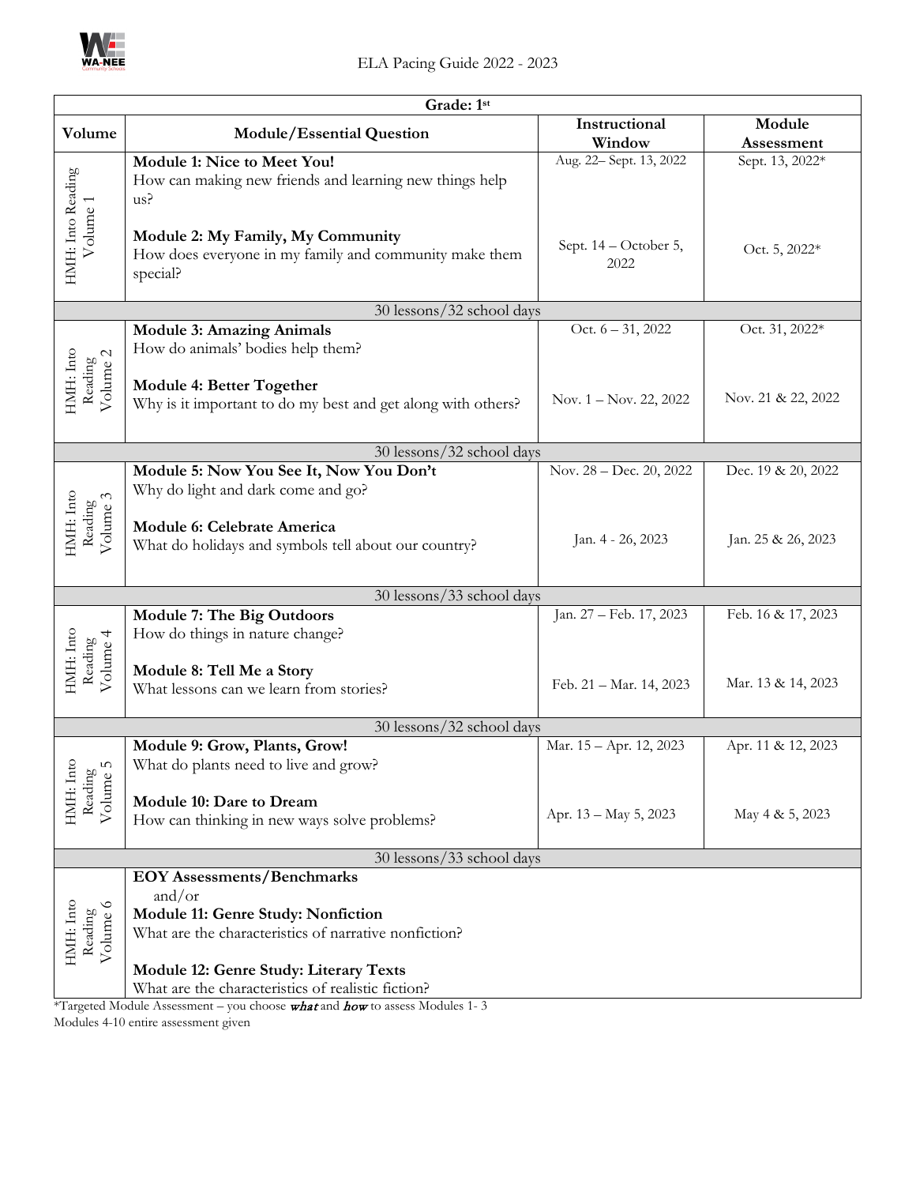ELA Pacing Guide 2022 - 2023

| Grade: 1st | | | |
|---|---|---|---|
| **Volume** | **Module/Essential Question** | **Instructional Window** | **Module Assessment** |
| HMH: Into Reading Volume 1 | **Module 1: Nice to Meet You!** How can making new friends and learning new things help us? | Aug. 22– Sept. 13, 2022 | Sept. 13, 2022* |
| | **Module 2: My Family, My Community** How does everyone in my family and community make them special? | Sept. 14 – October 5, 2022 | Oct. 5, 2022* |
| 30 lessons/32 school days | | | |
| HMH: Into Reading Volume 2 | **Module 3: Amazing Animals** How do animals' bodies help them? | Oct. 6 – 31, 2022 | Oct. 31, 2022* |
| | **Module 4: Better Together** Why is it important to do my best and get along with others? | Nov. 1 – Nov. 22, 2022 | Nov. 21 & 22, 2022 |
| 30 lessons/32 school days | | | |
| HMH: Into Reading Volume 3 | **Module 5: Now You See It, Now You Don't** Why do light and dark come and go? | Nov. 28 – Dec. 20, 2022 | Dec. 19 & 20, 2022 |
| | **Module 6: Celebrate America** What do holidays and symbols tell about our country? | Jan. 4 - 26, 2023 | Jan. 25 & 26, 2023 |
| 30 lessons/33 school days | | | |
| HMH: Into Reading Volume 4 | **Module 7: The Big Outdoors** How do things in nature change? | Jan. 27 – Feb. 17, 2023 | Feb. 16 & 17, 2023 |
| | **Module 8: Tell Me a Story** What lessons can we learn from stories? | Feb. 21 – Mar. 14, 2023 | Mar. 13 & 14, 2023 |
| 30 lessons/32 school days | | | |
| HMH: Into Reading Volume 5 | **Module 9: Grow, Plants, Grow!** What do plants need to live and grow? | Mar. 15 – Apr. 12, 2023 | Apr. 11 & 12, 2023 |
| | **Module 10: Dare to Dream** How can thinking in new ways solve problems? | Apr. 13 – May 5, 2023 | May 4 & 5, 2023 |
| 30 lessons/33 school days | | | |
| HMH: Into Reading Volume 6 | **EOY Assessments/Benchmarks** and/or **Module 11: Genre Study: Nonfiction** What are the characteristics of narrative nonfiction? **Module 12: Genre Study: Literary Texts** What are the characteristics of realistic fiction? | | |

*Targeted Module Assessment – you choose *what* and *how* to assess Modules 1- 3
Modules 4-10 entire assessment given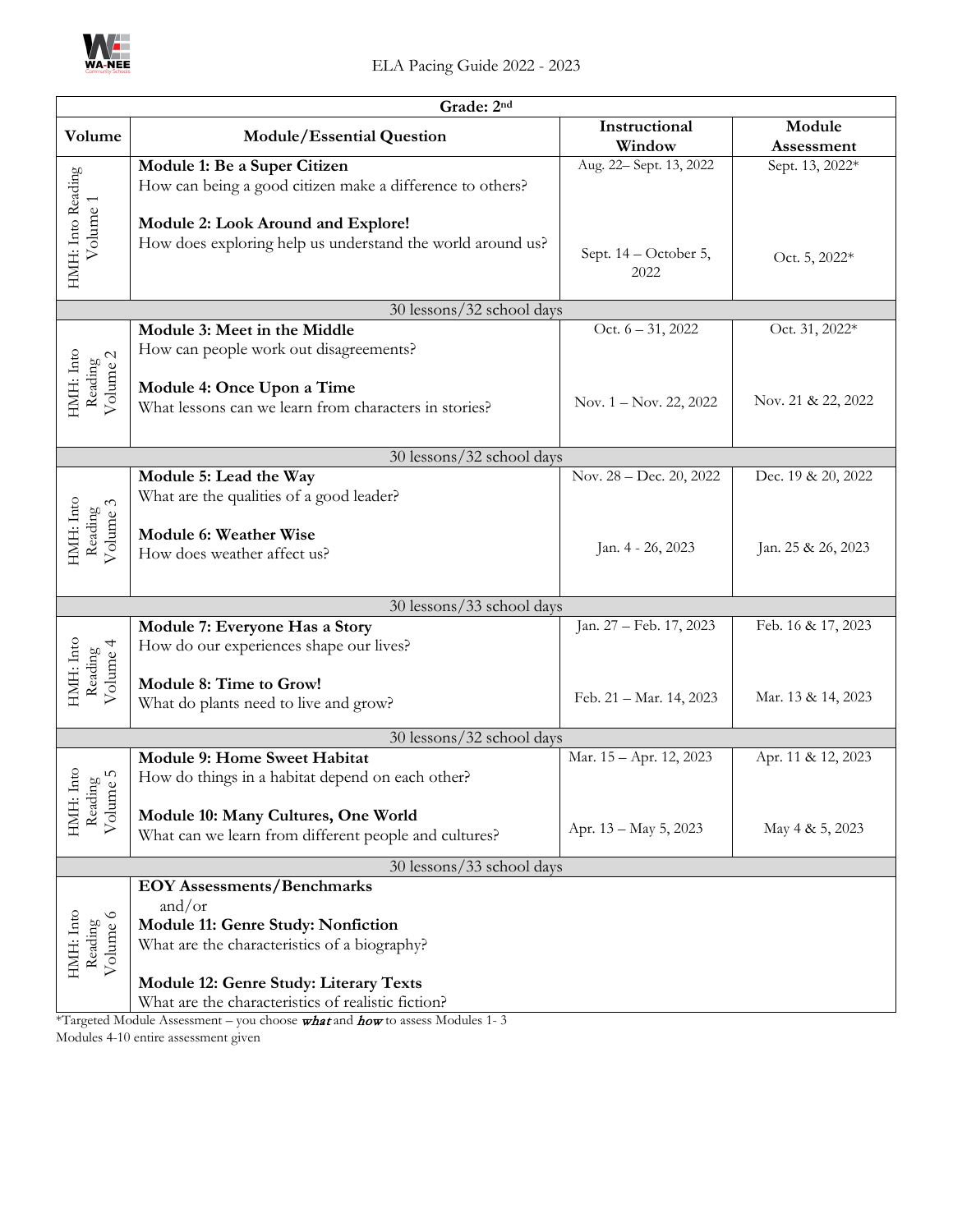ELA Pacing Guide 2022 - 2023

| Grade: 2nd | | | |
|---|---|---|---|
| **Volume** | **Module/Essential Question** | **Instructional Window** | **Module Assessment** |
| HMH: Into Reading Volume 1 | **Module 1: Be a Super Citizen** How can being a good citizen make a difference to others? | Aug. 22– Sept. 13, 2022 | Sept. 13, 2022* |
| | **Module 2: Look Around and Explore!** How does exploring help us understand the world around us? | Sept. 14 – October 5, 2022 | Oct. 5, 2022* |
| 30 lessons/32 school days | | | |
| HMH: Into Reading Volume 2 | **Module 3: Meet in the Middle** How can people work out disagreements? | Oct. 6 – 31, 2022 | Oct. 31, 2022* |
| | **Module 4: Once Upon a Time** What lessons can we learn from characters in stories? | Nov. 1 – Nov. 22, 2022 | Nov. 21 & 22, 2022 |
| 30 lessons/32 school days | | | |
| HMH: Into Reading Volume 3 | **Module 5: Lead the Way** What are the qualities of a good leader? | Nov. 28 – Dec. 20, 2022 | Dec. 19 & 20, 2022 |
| | **Module 6: Weather Wise** How does weather affect us? | Jan. 4 - 26, 2023 | Jan. 25 & 26, 2023 |
| 30 lessons/33 school days | | | |
| HMH: Into Reading Volume 4 | **Module 7: Everyone Has a Story** How do our experiences shape our lives? | Jan. 27 – Feb. 17, 2023 | Feb. 16 & 17, 2023 |
| | **Module 8: Time to Grow!** What do plants need to live and grow? | Feb. 21 – Mar. 14, 2023 | Mar. 13 & 14, 2023 |
| 30 lessons/32 school days | | | |
| HMH: Into Reading Volume 5 | **Module 9: Home Sweet Habitat** How do things in a habitat depend on each other? | Mar. 15 – Apr. 12, 2023 | Apr. 11 & 12, 2023 |
| | **Module 10: Many Cultures, One World** What can we learn from different people and cultures? | Apr. 13 – May 5, 2023 | May 4 & 5, 2023 |
| 30 lessons/33 school days | | | |
| HMH: Into Reading Volume 6 | **EOY Assessments/Benchmarks** and/or **Module 11: Genre Study: Nonfiction** What are the characteristics of a biography? **Module 12: Genre Study: Literary Texts** What are the characteristics of realistic fiction? | | |

*Targeted Module Assessment – you choose ***what*** and ***how*** to assess Modules 1- 3
Modules 4-10 entire assessment given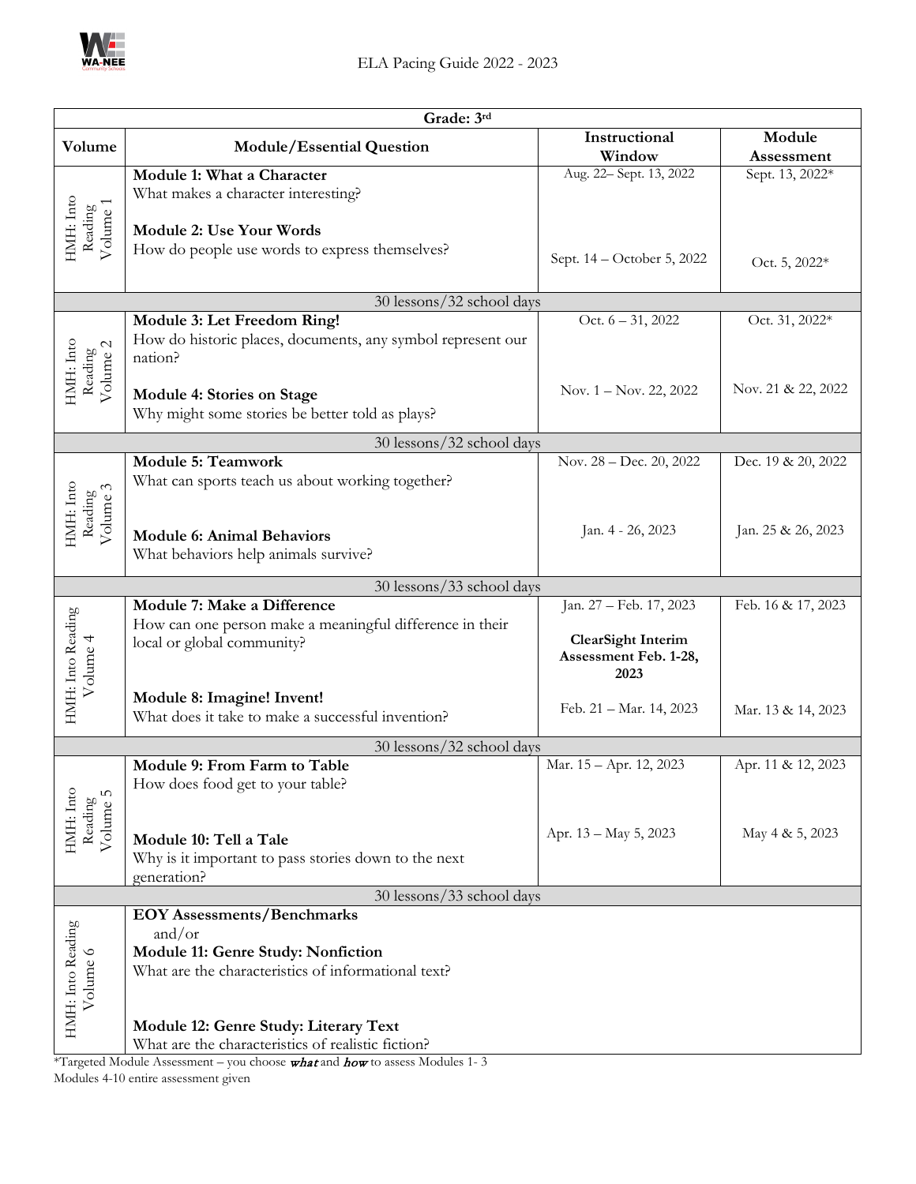ELA Pacing Guide 2022 - 2023

| Grade: 3rd | | | |
|---|---|---|---|
| **Volume** | **Module/Essential Question** | **Instructional Window** | **Module Assessment** |
| HMH: Into Reading Volume 1 | **Module 1: What a Character**<br>What makes a character interesting? | Aug. 22– Sept. 13, 2022 | Sept. 13, 2022* |
| | **Module 2: Use Your Words**<br>How do people use words to express themselves? | Sept. 14 – October 5, 2022 | Oct. 5, 2022* |
| | 30 lessons/32 school days | | |
| HMH: Into Reading Volume 2 | **Module 3: Let Freedom Ring!**<br>How do historic places, documents, any symbol represent our nation? | Oct. 6 – 31, 2022 | Oct. 31, 2022* |
| | **Module 4: Stories on Stage**<br>Why might some stories be better told as plays? | Nov. 1 – Nov. 22, 2022 | Nov. 21 & 22, 2022 |
| | 30 lessons/32 school days | | |
| HMH: Into Reading Volume 3 | **Module 5: Teamwork**<br>What can sports teach us about working together? | Nov. 28 – Dec. 20, 2022 | Dec. 19 & 20, 2022 |
| | **Module 6: Animal Behaviors**<br>What behaviors help animals survive? | Jan. 4 - 26, 2023 | Jan. 25 & 26, 2023 |
| | 30 lessons/33 school days | | |
| HMH: Into Reading Volume 4 | **Module 7: Make a Difference**<br>How can one person make a meaningful difference in their local or global community? | Jan. 27 – Feb. 17, 2023<br>**ClearSight Interim Assessment Feb. 1-28, 2023** | Feb. 16 & 17, 2023 |
| | **Module 8: Imagine! Invent!**<br>What does it take to make a successful invention? | Feb. 21 – Mar. 14, 2023 | Mar. 13 & 14, 2023 |
| | 30 lessons/32 school days | | |
| HMH: Into Reading Volume 5 | **Module 9: From Farm to Table**<br>How does food get to your table? | Mar. 15 – Apr. 12, 2023 | Apr. 11 & 12, 2023 |
| | **Module 10: Tell a Tale**<br>Why is it important to pass stories down to the next generation? | Apr. 13 – May 5, 2023 | May 4 & 5, 2023 |
| | 30 lessons/33 school days | | |
| HMH: Into Reading Volume 6 | **EOY Assessments/Benchmarks**<br>and/or<br>**Module 11: Genre Study: Nonfiction**<br>What are the characteristics of informational text?<br><br>**Module 12: Genre Study: Literary Text**<br>What are the characteristics of realistic fiction? | | |

*Targeted Module Assessment – you choose *what* and *how* to assess Modules 1- 3
Modules 4-10 entire assessment given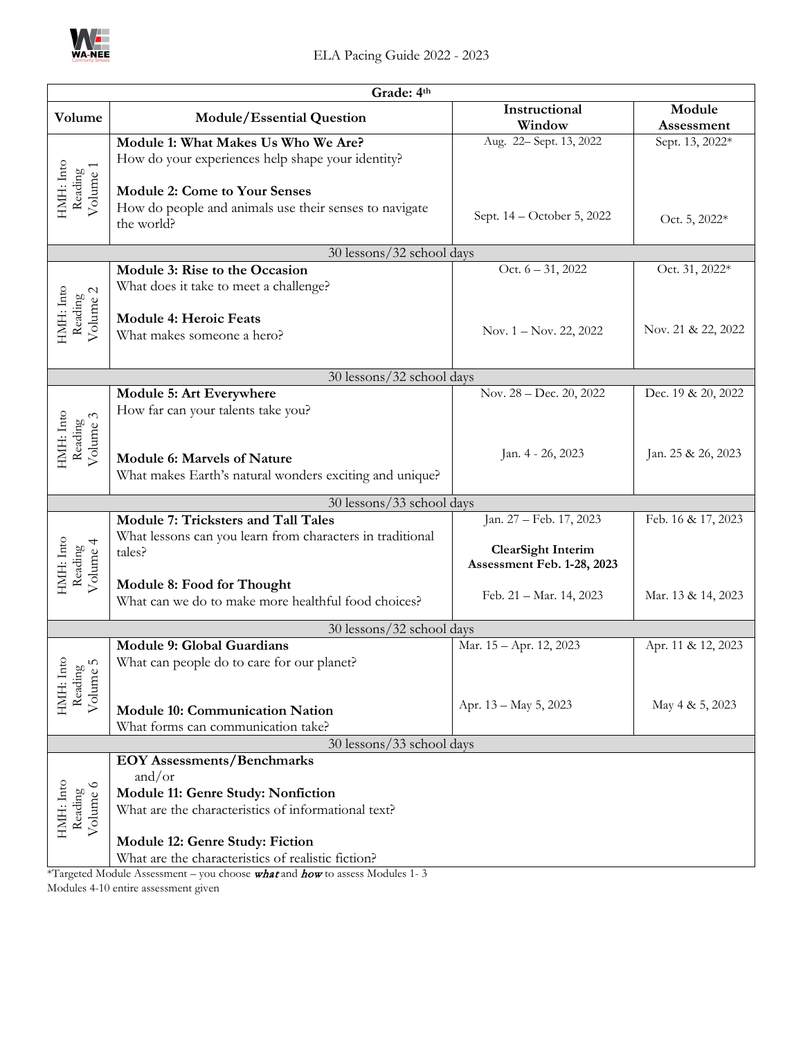ELA Pacing Guide 2022 - 2023

| Grade: 4th | | | |
|---|---|---|---|
| **Volume** | **Module/Essential Question** | **Instructional Window** | **Module Assessment** |
| HMH: Into Reading Volume 1 | **Module 1: What Makes Us Who We Are?** How do your experiences help shape your identity? | Aug. 22– Sept. 13, 2022 | Sept. 13, 2022* |
| | **Module 2: Come to Your Senses** How do people and animals use their senses to navigate the world? | Sept. 14 – October 5, 2022 | Oct. 5, 2022* |
| 30 lessons/32 school days | | | |
| HMH: Into Reading Volume 2 | **Module 3: Rise to the Occasion** What does it take to meet a challenge? | Oct. 6 – 31, 2022 | Oct. 31, 2022* |
| | **Module 4: Heroic Feats** What makes someone a hero? | Nov. 1 – Nov. 22, 2022 | Nov. 21 & 22, 2022 |
| 30 lessons/32 school days | | | |
| HMH: Into Reading Volume 3 | **Module 5: Art Everywhere** How far can your talents take you? | Nov. 28 – Dec. 20, 2022 | Dec. 19 & 20, 2022 |
| | **Module 6: Marvels of Nature** What makes Earth's natural wonders exciting and unique? | Jan. 4 - 26, 2023 | Jan. 25 & 26, 2023 |
| 30 lessons/33 school days | | | |
| HMH: Into Reading Volume 4 | **Module 7: Tricksters and Tall Tales** What lessons can you learn from characters in traditional tales? | Jan. 27 – Feb. 17, 2023 **ClearSight Interim Assessment Feb. 1-28, 2023** | Feb. 16 & 17, 2023 |
| | **Module 8: Food for Thought** What can we do to make more healthful food choices? | Feb. 21 – Mar. 14, 2023 | Mar. 13 & 14, 2023 |
| 30 lessons/32 school days | | | |
| HMH: Into Reading Volume 5 | **Module 9: Global Guardians** What can people do to care for our planet? | Mar. 15 – Apr. 12, 2023 | Apr. 11 & 12, 2023 |
| | **Module 10: Communication Nation** What forms can communication take? | Apr. 13 – May 5, 2023 | May 4 & 5, 2023 |
| 30 lessons/33 school days | | | |
| HMH: Into Reading Volume 6 | **EOY Assessments/Benchmarks** and/or **Module 11: Genre Study: Nonfiction** What are the characteristics of informational text? **Module 12: Genre Study: Fiction** What are the characteristics of realistic fiction? | | |

*Targeted Module Assessment – you choose ***what*** and ***how*** to assess Modules 1- 3
Modules 4-10 entire assessment given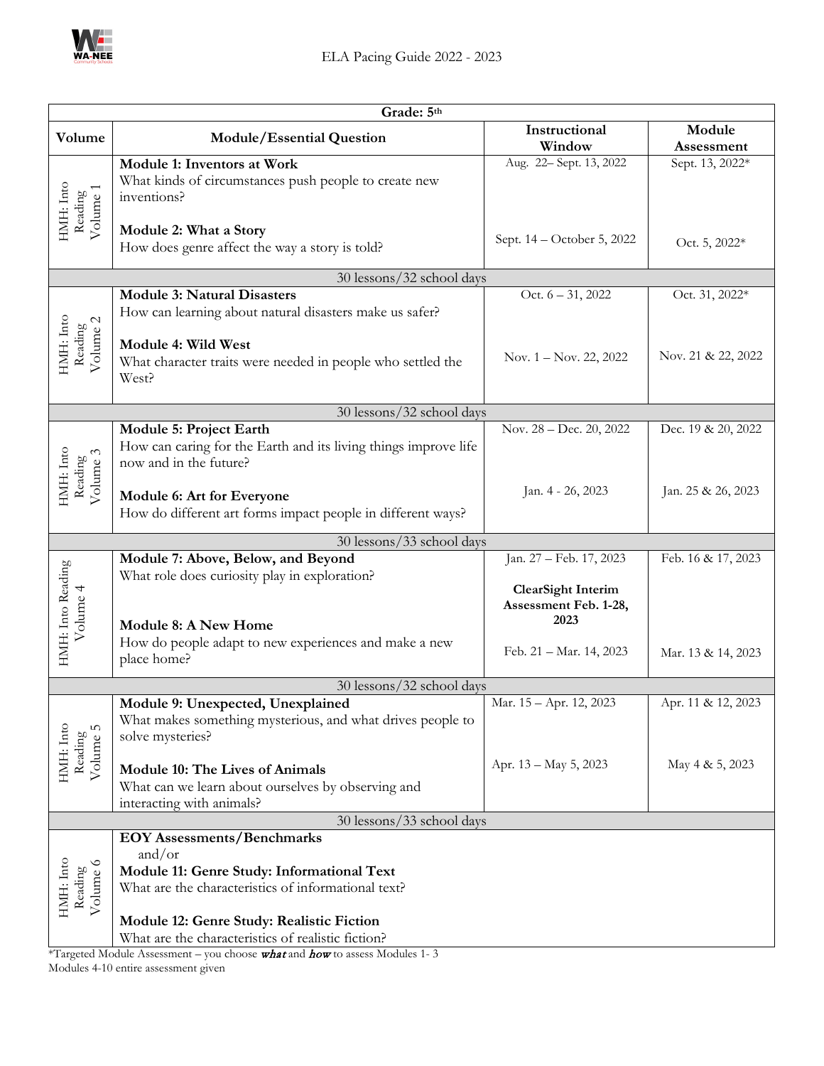ELA Pacing Guide 2022 - 2023

| Grade: 5th | | | |
|---|---|---|---|
| **Volume** | **Module/Essential Question** | **Instructional Window** | **Module Assessment** |
| HMH: Into Reading Volume 1 | **Module 1: Inventors at Work**<br>What kinds of circumstances push people to create new inventions? | Aug. 22– Sept. 13, 2022 | Sept. 13, 2022* |
| | **Module 2: What a Story**<br>How does genre affect the way a story is told? | Sept. 14 – October 5, 2022 | Oct. 5, 2022* |
| 30 lessons/32 school days | | | |
| HMH: Into Reading Volume 2 | **Module 3: Natural Disasters**<br>How can learning about natural disasters make us safer? | Oct. 6 – 31, 2022 | Oct. 31, 2022* |
| | **Module 4: Wild West**<br>What character traits were needed in people who settled the West? | Nov. 1 – Nov. 22, 2022 | Nov. 21 & 22, 2022 |
| 30 lessons/32 school days | | | |
| HMH: Into Reading Volume 3 | **Module 5: Project Earth**<br>How can caring for the Earth and its living things improve life now and in the future? | Nov. 28 – Dec. 20, 2022 | Dec. 19 & 20, 2022 |
| | **Module 6: Art for Everyone**<br>How do different art forms impact people in different ways? | Jan. 4 - 26, 2023 | Jan. 25 & 26, 2023 |
| 30 lessons/33 school days | | | |
| HMH: Into Reading Volume 4 | **Module 7: Above, Below, and Beyond**<br>What role does curiosity play in exploration? | Jan. 27 – Feb. 17, 2023<br>**ClearSight Interim Assessment Feb. 1-28, 2023** | Feb. 16 & 17, 2023 |
| | **Module 8: A New Home**<br>How do people adapt to new experiences and make a new place home? | Feb. 21 – Mar. 14, 2023 | Mar. 13 & 14, 2023 |
| 30 lessons/32 school days | | | |
| HMH: Into Reading Volume 5 | **Module 9: Unexpected, Unexplained**<br>What makes something mysterious, and what drives people to solve mysteries? | Mar. 15 – Apr. 12, 2023 | Apr. 11 & 12, 2023 |
| | **Module 10: The Lives of Animals**<br>What can we learn about ourselves by observing and interacting with animals? | Apr. 13 – May 5, 2023 | May 4 & 5, 2023 |
| 30 lessons/33 school days | | | |
| HMH: Into Reading Volume 6 | **EOY Assessments/Benchmarks**<br>and/or<br>**Module 11: Genre Study: Informational Text**<br>What are the characteristics of informational text?<br><br>**Module 12: Genre Study: Realistic Fiction**<br>What are the characteristics of realistic fiction? | | |

*Targeted Module Assessment – you choose ***what*** and ***how*** to assess Modules 1- 3
Modules 4-10 entire assessment given